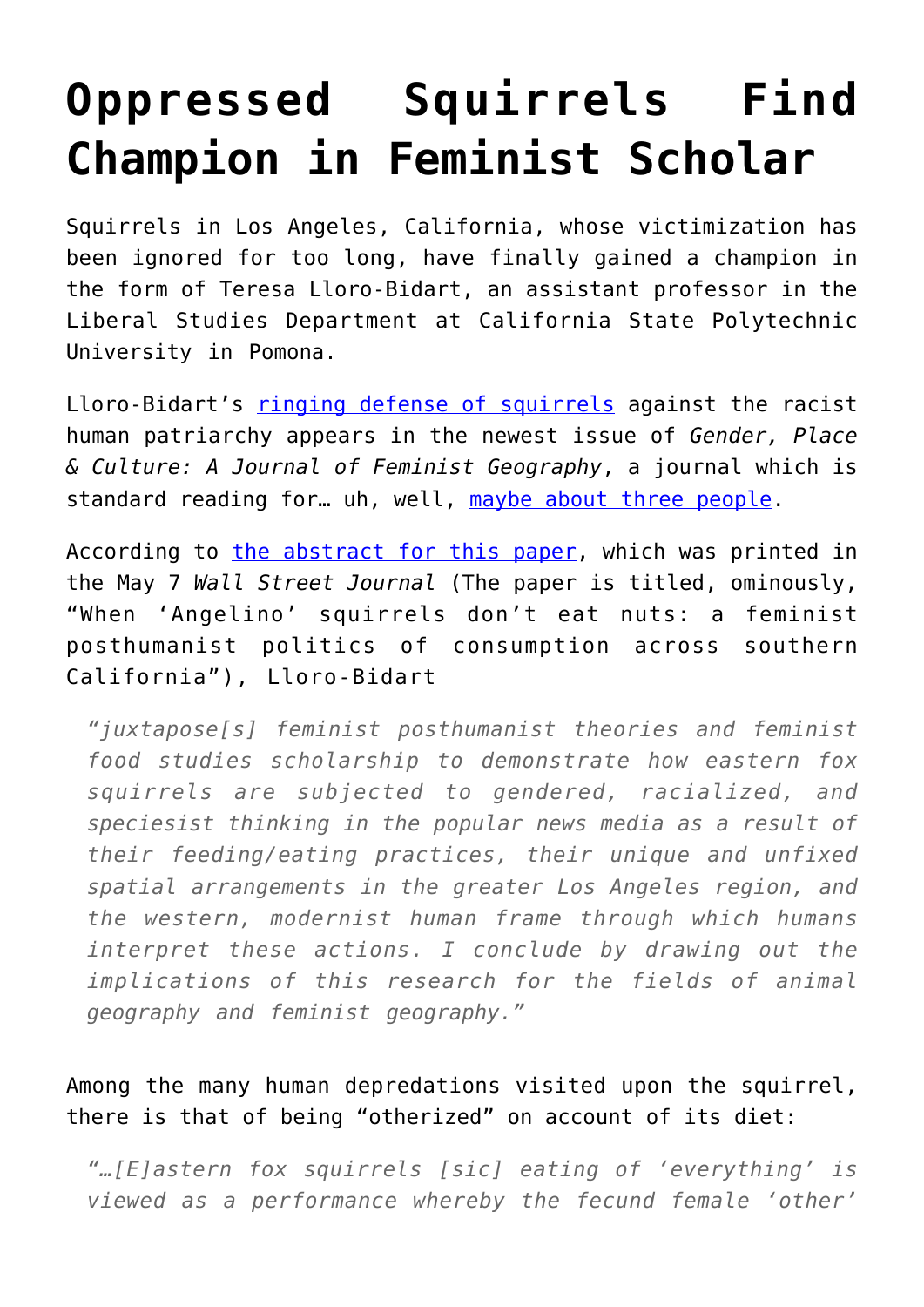# Oppressed Squirrels Find Champion in Feminist Scholar

Squirrels in Los Angeles, California, whose victimization has been ignored for too long, have finally gained a champion in the form of Teresa Lloro-Bidart, an assistant professor in the Liberal Studies Department at California State Polytechnic University in Pomona.

Lloro-Bidart's ringing defense of squirrels against the racist human patriarchy appears in the newest issue of *Gender, Place & Culture: A Journal of Feminist Geography*, a journal which is standard reading for… uh, well, maybe about three people.

According to the abstract for this paper, which was printed in the May 7 *Wall Street Journal* (The paper is titled, ominously, "When 'Angelino' squirrels don't eat nuts: a feminist posthumanist politics of consumption across southern California"), Lloro-Bidart

> *"juxtapose[s] feminist posthumanist theories and feminist food studies scholarship to demonstrate how eastern fox squirrels are subjected to gendered, racialized, and speciesist thinking in the popular news media as a result of their feeding/eating practices, their unique and unfixed spatial arrangements in the greater Los Angeles region, and the western, modernist human frame through which humans interpret these actions. I conclude by drawing out the implications of this research for the fields of animal geography and feminist geography."*

Among the many human depredations visited upon the squirrel, there is that of being "otherized" on account of its diet:

> *"…[E]astern fox squirrels [sic] eating of 'everything' is viewed as a performance whereby the fecund female 'other'*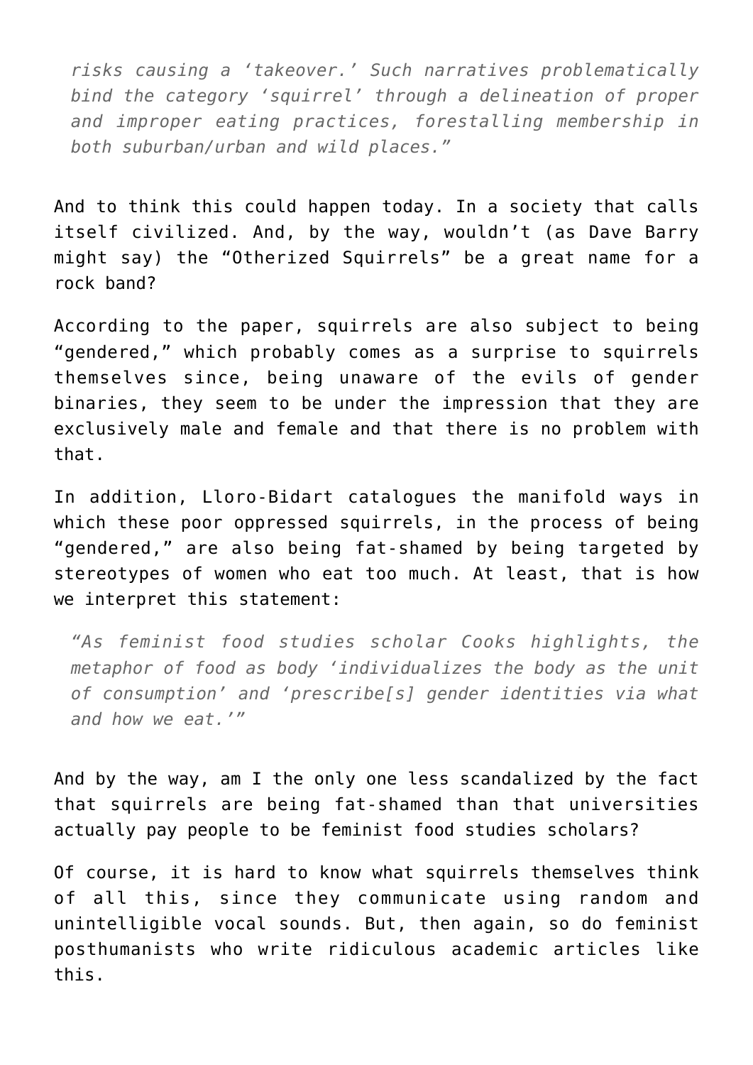> *risks causing a 'takeover.' Such narratives problematically bind the category 'squirrel' through a delineation of proper and improper eating practices, forestalling membership in both suburban/urban and wild places."*

And to think this could happen today. In a society that calls itself civilized. And, by the way, wouldn't (as Dave Barry might say) the "Otherized Squirrels" be a great name for a rock band?

According to the paper, squirrels are also subject to being "gendered," which probably comes as a surprise to squirrels themselves since, being unaware of the evils of gender binaries, they seem to be under the impression that they are exclusively male and female and that there is no problem with that.

In addition, Lloro-Bidart catalogues the manifold ways in which these poor oppressed squirrels, in the process of being "gendered," are also being fat-shamed by being targeted by stereotypes of women who eat too much. At least, that is how we interpret this statement:

> *"As feminist food studies scholar Cooks highlights, the metaphor of food as body 'individualizes the body as the unit of consumption' and 'prescribe[s] gender identities via what and how we eat.'"*

And by the way, am I the only one less scandalized by the fact that squirrels are being fat-shamed than that universities actually pay people to be feminist food studies scholars?

Of course, it is hard to know what squirrels themselves think of all this, since they communicate using random and unintelligible vocal sounds. But, then again, so do feminist posthumanists who write ridiculous academic articles like this.